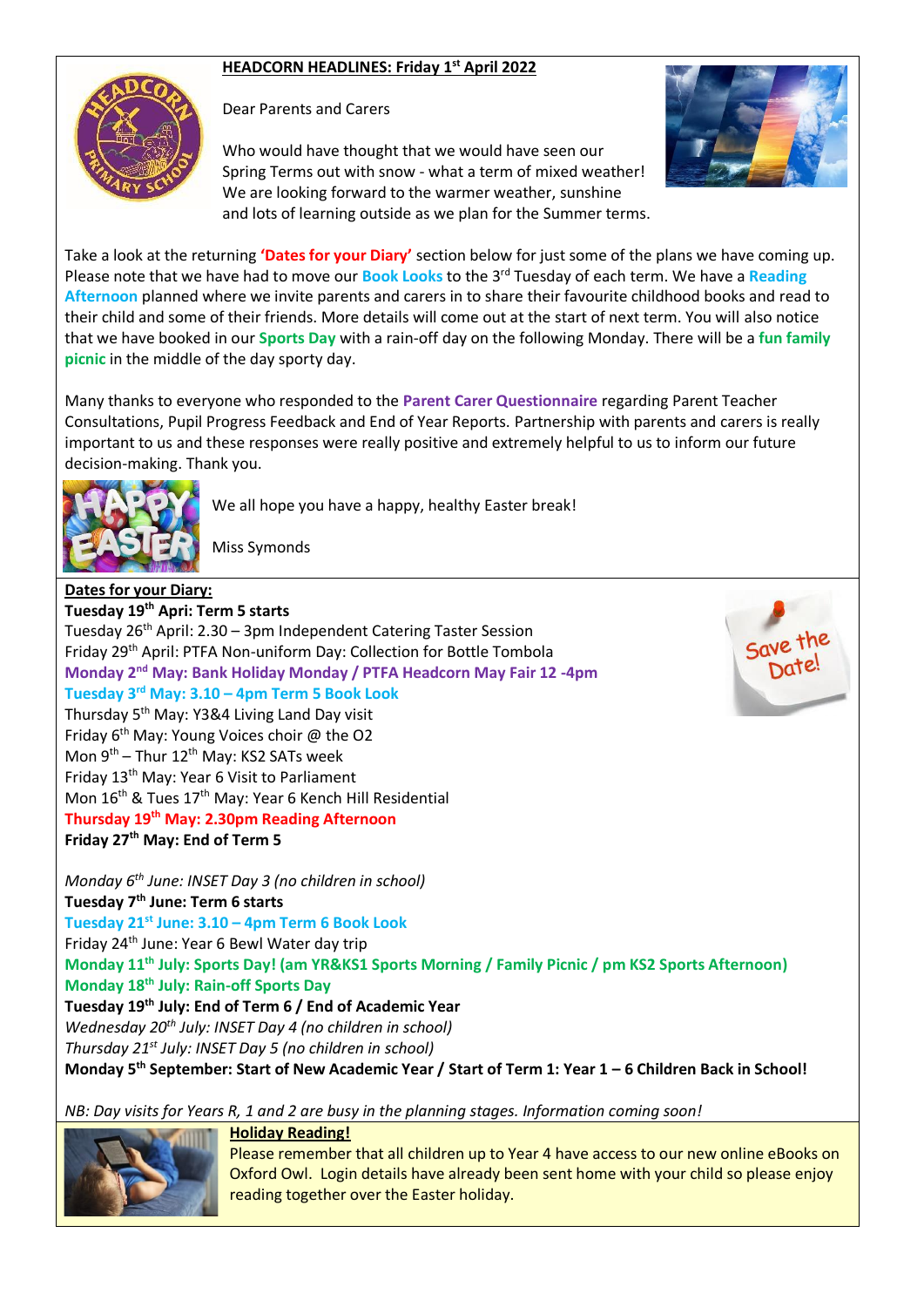# HEADCORN HEADLINES: Friday 1st April 2022

Dear Parents and Carers

Who would have thought that we would have seen our Spring Terms out with snow - what a term of mixed weather! We are looking forward to the warmer weather, sunshine and lots of learning outside as we plan for the Summer terms.

Take a look at the returning **'Dates for your Diary'** section below for just some of the plans we have coming up. Please note that we have had to move our **Book Looks** to the 3rd Tuesday of each term. We have a **Reading Afternoon** planned where we invite parents and carers in to share their favourite childhood books and read to their child and some of their friends. More details will come out at the start of next term. You will also notice that we have booked in our **Sports Day** with a rain-off day on the following Monday. There will be a **fun family picnic** in the middle of the day sporty day.

Many thanks to everyone who responded to the **Parent Carer Questionnaire** regarding Parent Teacher Consultations, Pupil Progress Feedback and End of Year Reports. Partnership with parents and carers is really important to us and these responses were really positive and extremely helpful to us to inform our future decision-making. Thank you.

We all hope you have a happy, healthy Easter break!

Miss Symonds

## Dates for your Diary:

**Tuesday 19th Apri: Term 5 starts**
Tuesday 26th April: 2.30 – 3pm Independent Catering Taster Session
Friday 29th April: PTFA Non-uniform Day: Collection for Bottle Tombola
**Monday 2nd May: Bank Holiday Monday / PTFA Headcorn May Fair 12 -4pm**
**Tuesday 3rd May: 3.10 – 4pm Term 5 Book Look**
Thursday 5th May: Y3&4 Living Land Day visit
Friday 6th May: Young Voices choir @ the O2
Mon 9th – Thur 12th May: KS2 SATs week
Friday 13th May: Year 6 Visit to Parliament
Mon 16th & Tues 17th May: Year 6 Kench Hill Residential
**Thursday 19th May: 2.30pm Reading Afternoon**
**Friday 27th May: End of Term 5**

*Monday 6th June: INSET Day 3 (no children in school)*
**Tuesday 7th June: Term 6 starts**
**Tuesday 21st June: 3.10 – 4pm Term 6 Book Look**
Friday 24th June: Year 6 Bewl Water day trip
**Monday 11th July: Sports Day! (am YR&KS1 Sports Morning / Family Picnic / pm KS2 Sports Afternoon)**
**Monday 18th July: Rain-off Sports Day**
**Tuesday 19th July: End of Term 6 / End of Academic Year**
*Wednesday 20th July: INSET Day 4 (no children in school)*
*Thursday 21st July: INSET Day 5 (no children in school)*
**Monday 5th September: Start of New Academic Year / Start of Term 1: Year 1 – 6 Children Back in School!**

*NB: Day visits for Years R, 1 and 2 are busy in the planning stages. Information coming soon!*

## Holiday Reading!

Please remember that all children up to Year 4 have access to our new online eBooks on Oxford Owl. Login details have already been sent home with your child so please enjoy reading together over the Easter holiday.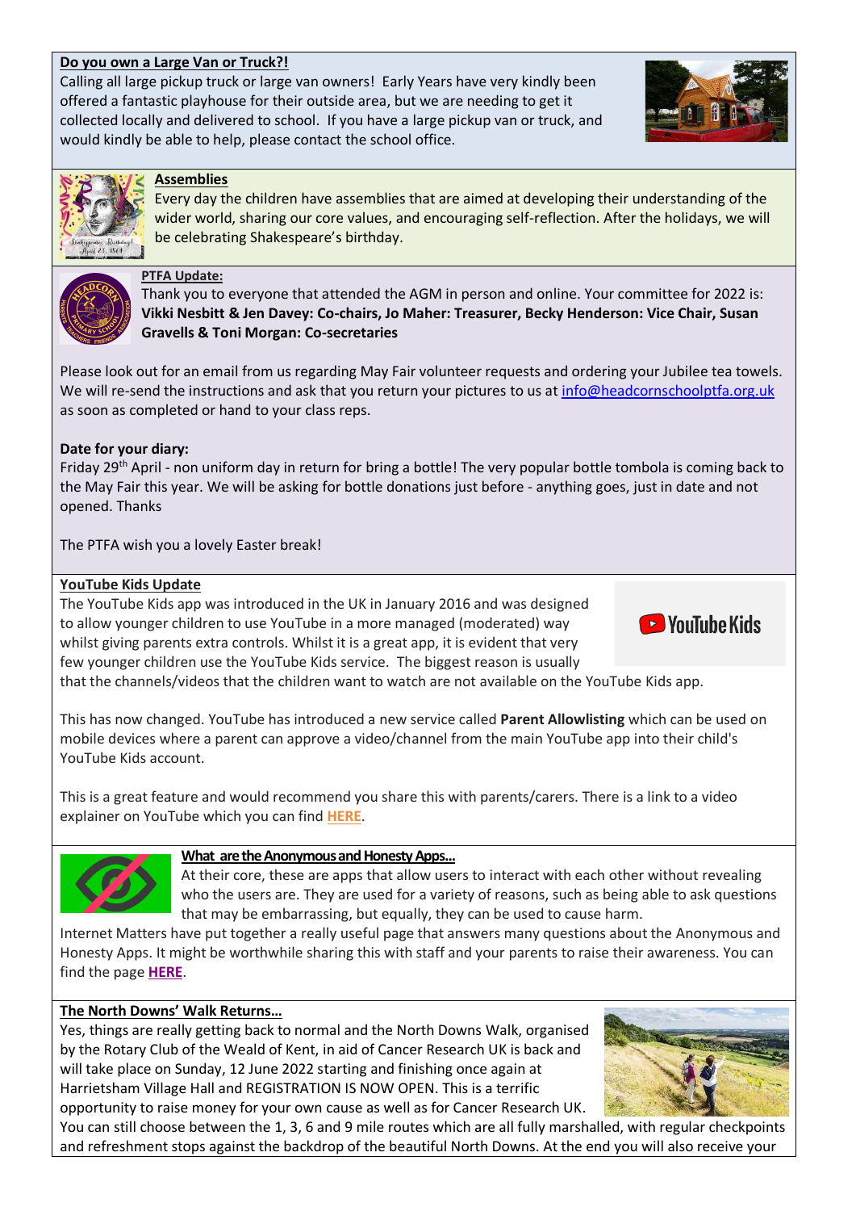**Do you own a Large Van or Truck?!**

Calling all large pickup truck or large van owners! Early Years have very kindly been offered a fantastic playhouse for their outside area, but we are needing to get it collected locally and delivered to school. If you have a large pickup van or truck, and would kindly be able to help, please contact the school office.

**Assemblies**

Every day the children have assemblies that are aimed at developing their understanding of the wider world, sharing our core values, and encouraging self-reflection. After the holidays, we will be celebrating Shakespeare's birthday.

**PTFA Update:**

Thank you to everyone that attended the AGM in person and online. Your committee for 2022 is: **Vikki Nesbitt & Jen Davey: Co-chairs, Jo Maher: Treasurer, Becky Henderson: Vice Chair, Susan Gravells & Toni Morgan: Co-secretaries**

Please look out for an email from us regarding May Fair volunteer requests and ordering your Jubilee tea towels. We will re-send the instructions and ask that you return your pictures to us at info@headcornschoolptfa.org.uk as soon as completed or hand to your class reps.

**Date for your diary:**

Friday 29th April - non uniform day in return for bring a bottle! The very popular bottle tombola is coming back to the May Fair this year. We will be asking for bottle donations just before - anything goes, just in date and not opened. Thanks

The PTFA wish you a lovely Easter break!

**YouTube Kids Update**

The YouTube Kids app was introduced in the UK in January 2016 and was designed to allow younger children to use YouTube in a more managed (moderated) way whilst giving parents extra controls. Whilst it is a great app, it is evident that very few younger children use the YouTube Kids service. The biggest reason is usually that the channels/videos that the children want to watch are not available on the YouTube Kids app.

This has now changed. YouTube has introduced a new service called **Parent Allowlisting** which can be used on mobile devices where a parent can approve a video/channel from the main YouTube app into their child's YouTube Kids account.

This is a great feature and would recommend you share this with parents/carers. There is a link to a video explainer on YouTube which you can find **HERE**.

**What are the Anonymous and Honesty Apps…**

At their core, these are apps that allow users to interact with each other without revealing who the users are. They are used for a variety of reasons, such as being able to ask questions that may be embarrassing, but equally, they can be used to cause harm.

Internet Matters have put together a really useful page that answers many questions about the Anonymous and Honesty Apps. It might be worthwhile sharing this with staff and your parents to raise their awareness. You can find the page **HERE**.

**The North Downs' Walk Returns…**

Yes, things are really getting back to normal and the North Downs Walk, organised by the Rotary Club of the Weald of Kent, in aid of Cancer Research UK is back and will take place on Sunday, 12 June 2022 starting and finishing once again at Harrietsham Village Hall and REGISTRATION IS NOW OPEN. This is a terrific opportunity to raise money for your own cause as well as for Cancer Research UK. You can still choose between the 1, 3, 6 and 9 mile routes which are all fully marshalled, with regular checkpoints and refreshment stops against the backdrop of the beautiful North Downs. At the end you will also receive your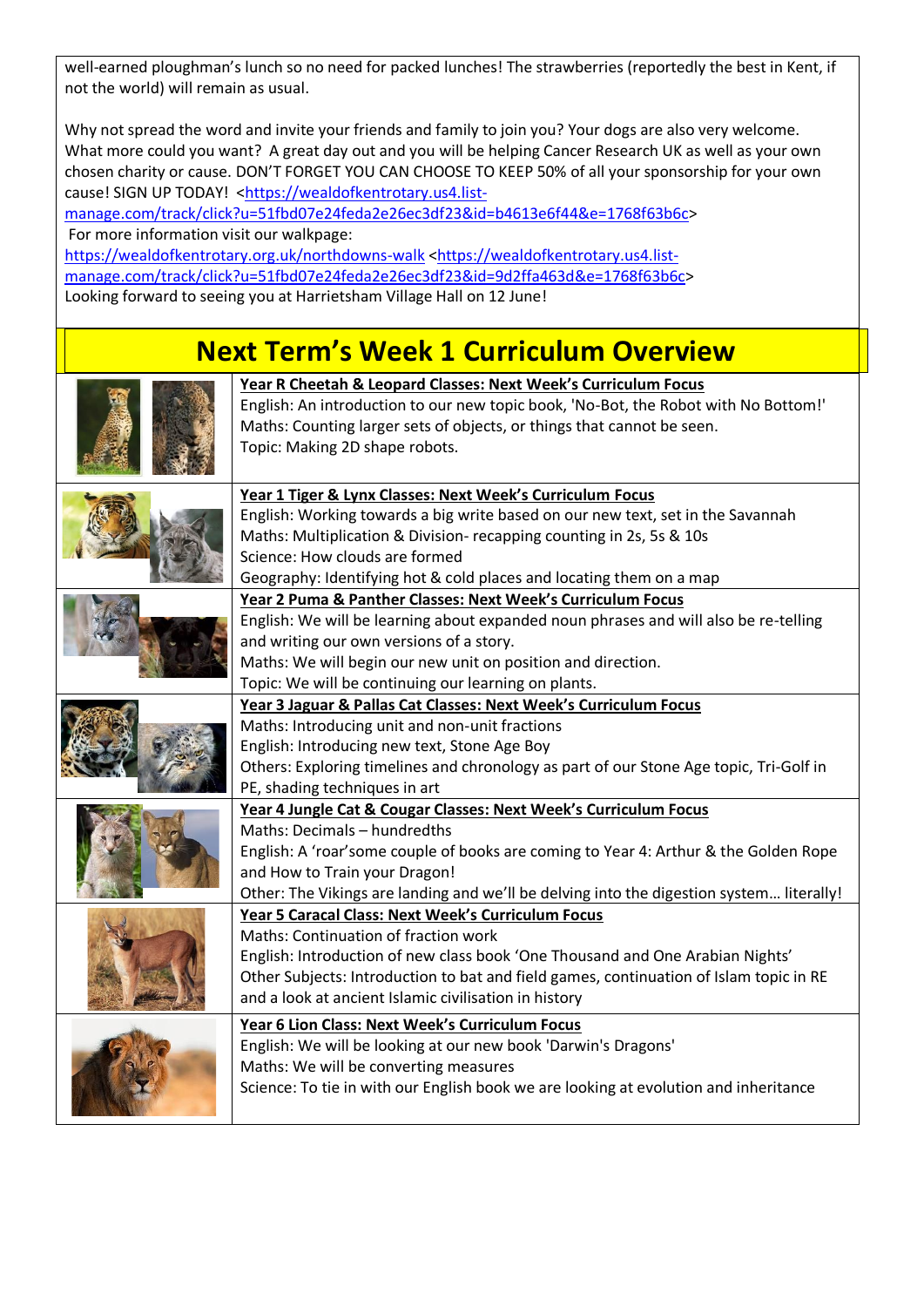well-earned ploughman's lunch so no need for packed lunches! The strawberries (reportedly the best in Kent, if not the world) will remain as usual.

Why not spread the word and invite your friends and family to join you? Your dogs are also very welcome. What more could you want? A great day out and you will be helping Cancer Research UK as well as your own chosen charity or cause. DON'T FORGET YOU CAN CHOOSE TO KEEP 50% of all your sponsorship for your own cause! SIGN UP TODAY! <https://wealdofkentrotary.us4.list-manage.com/track/click?u=51fbd07e24feda2e26ec3df23&id=b4613e6f44&e=1768f63b6c>
For more information visit our walkpage:
https://wealdofkentrotary.org.uk/northdowns-walk <https://wealdofkentrotary.us4.list-manage.com/track/click?u=51fbd07e24feda2e26ec3df23&id=9d2ffa463d&e=1768f63b6c>
Looking forward to seeing you at Harrietsham Village Hall on 12 June!

## Next Term's Week 1 Curriculum Overview

**Year R Cheetah & Leopard Classes: Next Week's Curriculum Focus**
English: An introduction to our new topic book, 'No-Bot, the Robot with No Bottom!'
Maths: Counting larger sets of objects, or things that cannot be seen.
Topic: Making 2D shape robots.

**Year 1 Tiger & Lynx Classes: Next Week's Curriculum Focus**
English: Working towards a big write based on our new text, set in the Savannah
Maths: Multiplication & Division- recapping counting in 2s, 5s & 10s
Science: How clouds are formed
Geography: Identifying hot & cold places and locating them on a map

**Year 2 Puma & Panther Classes: Next Week's Curriculum Focus**
English: We will be learning about expanded noun phrases and will also be re-telling and writing our own versions of a story.
Maths: We will begin our new unit on position and direction.
Topic: We will be continuing our learning on plants.

**Year 3 Jaguar & Pallas Cat Classes: Next Week's Curriculum Focus**
Maths: Introducing unit and non-unit fractions
English: Introducing new text, Stone Age Boy
Others: Exploring timelines and chronology as part of our Stone Age topic, Tri-Golf in PE, shading techniques in art

**Year 4 Jungle Cat & Cougar Classes: Next Week's Curriculum Focus**
Maths: Decimals – hundredths
English: A 'roar'some couple of books are coming to Year 4: Arthur & the Golden Rope and How to Train your Dragon!
Other: The Vikings are landing and we'll be delving into the digestion system… literally!

**Year 5 Caracal Class: Next Week's Curriculum Focus**
Maths: Continuation of fraction work
English: Introduction of new class book 'One Thousand and One Arabian Nights'
Other Subjects: Introduction to bat and field games, continuation of Islam topic in RE and a look at ancient Islamic civilisation in history

**Year 6 Lion Class: Next Week's Curriculum Focus**
English: We will be looking at our new book 'Darwin's Dragons'
Maths: We will be converting measures
Science: To tie in with our English book we are looking at evolution and inheritance